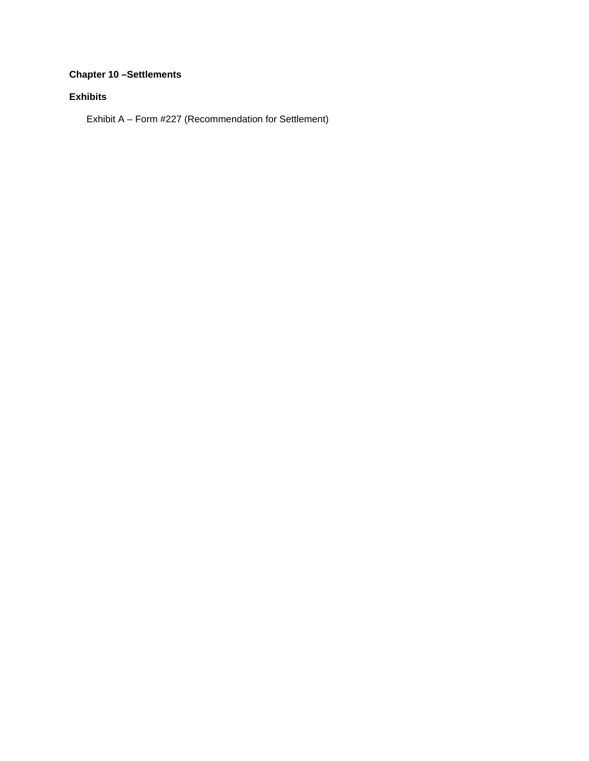**Chapter 10 –Settlements**

**Exhibits**

Exhibit A – Form #227 (Recommendation for Settlement)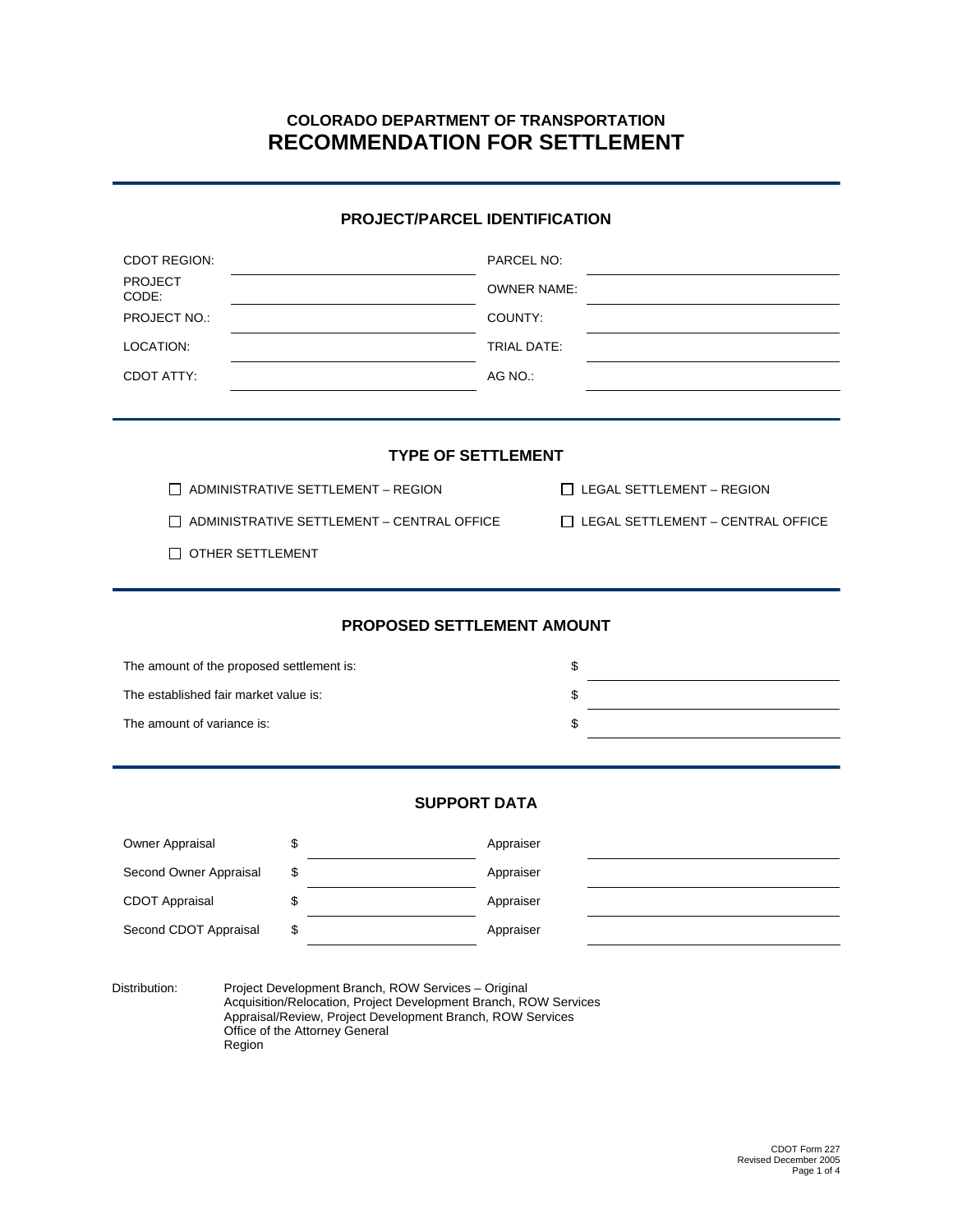# COLORADO DEPARTMENT OF TRANSPORTATION
# RECOMMENDATION FOR SETTLEMENT

## PROJECT/PARCEL IDENTIFICATION

| | | | |
|---|---|---|---|
| CDOT REGION: | | PARCEL NO: | |
| PROJECT CODE: | | OWNER NAME: | |
| PROJECT NO.: | | COUNTY: | |
| LOCATION: | | TRIAL DATE: | |
| CDOT ATTY: | | AG NO.: | |

## TYPE OF SETTLEMENT

☐ ADMINISTRATIVE SETTLEMENT – REGION

☐ LEGAL SETTLEMENT – REGION

☐ ADMINISTRATIVE SETTLEMENT – CENTRAL OFFICE

☐ LEGAL SETTLEMENT – CENTRAL OFFICE

☐ OTHER SETTLEMENT

## PROPOSED SETTLEMENT AMOUNT

| | |
|---|---|
| The amount of the proposed settlement is: | $ |
| The established fair market value is: | $ |
| The amount of variance is: | $ |

## SUPPORT DATA

| | | | |
|---|---|---|---|
| Owner Appraisal | $ | Appraiser | |
| Second Owner Appraisal | $ | Appraiser | |
| CDOT Appraisal | $ | Appraiser | |
| Second CDOT Appraisal | $ | Appraiser | |

Distribution: Project Development Branch, ROW Services – Original
Acquisition/Relocation, Project Development Branch, ROW Services
Appraisal/Review, Project Development Branch, ROW Services
Office of the Attorney General
Region

CDOT Form 227
Revised December 2005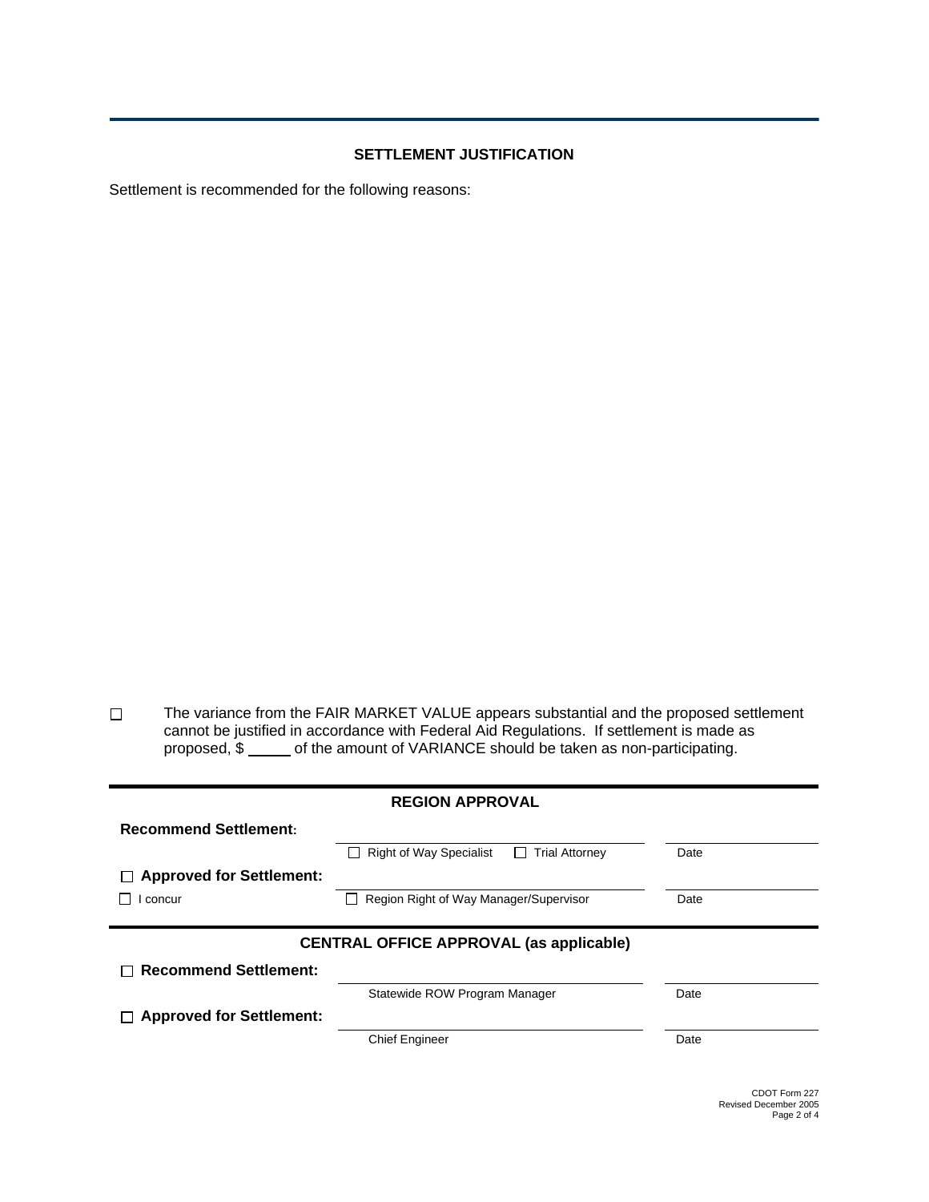## SETTLEMENT JUSTIFICATION

Settlement is recommended for the following reasons:

☐ The variance from the FAIR MARKET VALUE appears substantial and the proposed settlement cannot be justified in accordance with Federal Aid Regulations. If settlement is made as proposed, $ _____ of the amount of VARIANCE should be taken as non-participating.

## REGION APPROVAL

| | | |
|---|---|---|
| **Recommend Settlement:** | ☐ Right of Way Specialist ☐ Trial Attorney | Date |
| ☐ **Approved for Settlement:** ☐ I concur | ☐ Region Right of Way Manager/Supervisor | Date |

## CENTRAL OFFICE APPROVAL (as applicable)

| | | |
|---|---|---|
| ☐ **Recommend Settlement:** | Statewide ROW Program Manager | Date |
| ☐ **Approved for Settlement:** | Chief Engineer | Date |

CDOT Form 227
Revised December 2005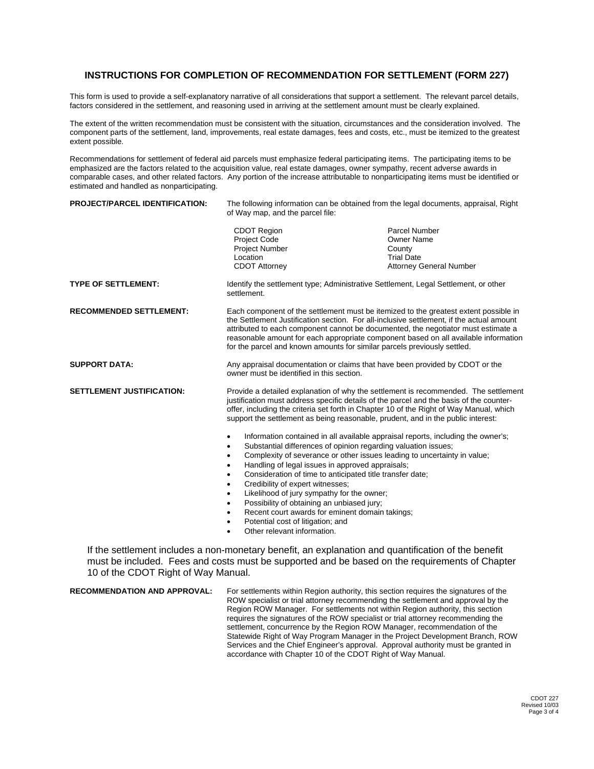## INSTRUCTIONS FOR COMPLETION OF RECOMMENDATION FOR SETTLEMENT (FORM 227)

This form is used to provide a self-explanatory narrative of all considerations that support a settlement. The relevant parcel details, factors considered in the settlement, and reasoning used in arriving at the settlement amount must be clearly explained.

The extent of the written recommendation must be consistent with the situation, circumstances and the consideration involved. The component parts of the settlement, land, improvements, real estate damages, fees and costs, etc., must be itemized to the greatest extent possible.

Recommendations for settlement of federal aid parcels must emphasize federal participating items. The participating items to be emphasized are the factors related to the acquisition value, real estate damages, owner sympathy, recent adverse awards in comparable cases, and other related factors. Any portion of the increase attributable to nonparticipating items must be identified or estimated and handled as nonparticipating.

**PROJECT/PARCEL IDENTIFICATION:** The following information can be obtained from the legal documents, appraisal, Right of Way map, and the parcel file:

| | |
|---|---|
| CDOT Region | Parcel Number |
| Project Code | Owner Name |
| Project Number | County |
| Location | Trial Date |
| CDOT Attorney | Attorney General Number |

**TYPE OF SETTLEMENT:** Identify the settlement type; Administrative Settlement, Legal Settlement, or other settlement.

**RECOMMENDED SETTLEMENT:** Each component of the settlement must be itemized to the greatest extent possible in the Settlement Justification section. For all-inclusive settlement, if the actual amount attributed to each component cannot be documented, the negotiator must estimate a reasonable amount for each appropriate component based on all available information for the parcel and known amounts for similar parcels previously settled.

**SUPPORT DATA:** Any appraisal documentation or claims that have been provided by CDOT or the owner must be identified in this section.

**SETTLEMENT JUSTIFICATION:** Provide a detailed explanation of why the settlement is recommended. The settlement justification must address specific details of the parcel and the basis of the counter-offer, including the criteria set forth in Chapter 10 of the Right of Way Manual, which support the settlement as being reasonable, prudent, and in the public interest:

- Information contained in all available appraisal reports, including the owner's;
- Substantial differences of opinion regarding valuation issues;
- Complexity of severance or other issues leading to uncertainty in value;
- Handling of legal issues in approved appraisals;
- Consideration of time to anticipated title transfer date;
- Credibility of expert witnesses;
- Likelihood of jury sympathy for the owner;
- Possibility of obtaining an unbiased jury;
- Recent court awards for eminent domain takings;
- Potential cost of litigation; and
- Other relevant information.

If the settlement includes a non-monetary benefit, an explanation and quantification of the benefit must be included. Fees and costs must be supported and be based on the requirements of Chapter 10 of the CDOT Right of Way Manual.

**RECOMMENDATION AND APPROVAL:** For settlements within Region authority, this section requires the signatures of the ROW specialist or trial attorney recommending the settlement and approval by the Region ROW Manager. For settlements not within Region authority, this section requires the signatures of the ROW specialist or trial attorney recommending the settlement, concurrence by the Region ROW Manager, recommendation of the Statewide Right of Way Program Manager in the Project Development Branch, ROW Services and the Chief Engineer's approval. Approval authority must be granted in accordance with Chapter 10 of the CDOT Right of Way Manual.

CDOT 227
Revised 10/03